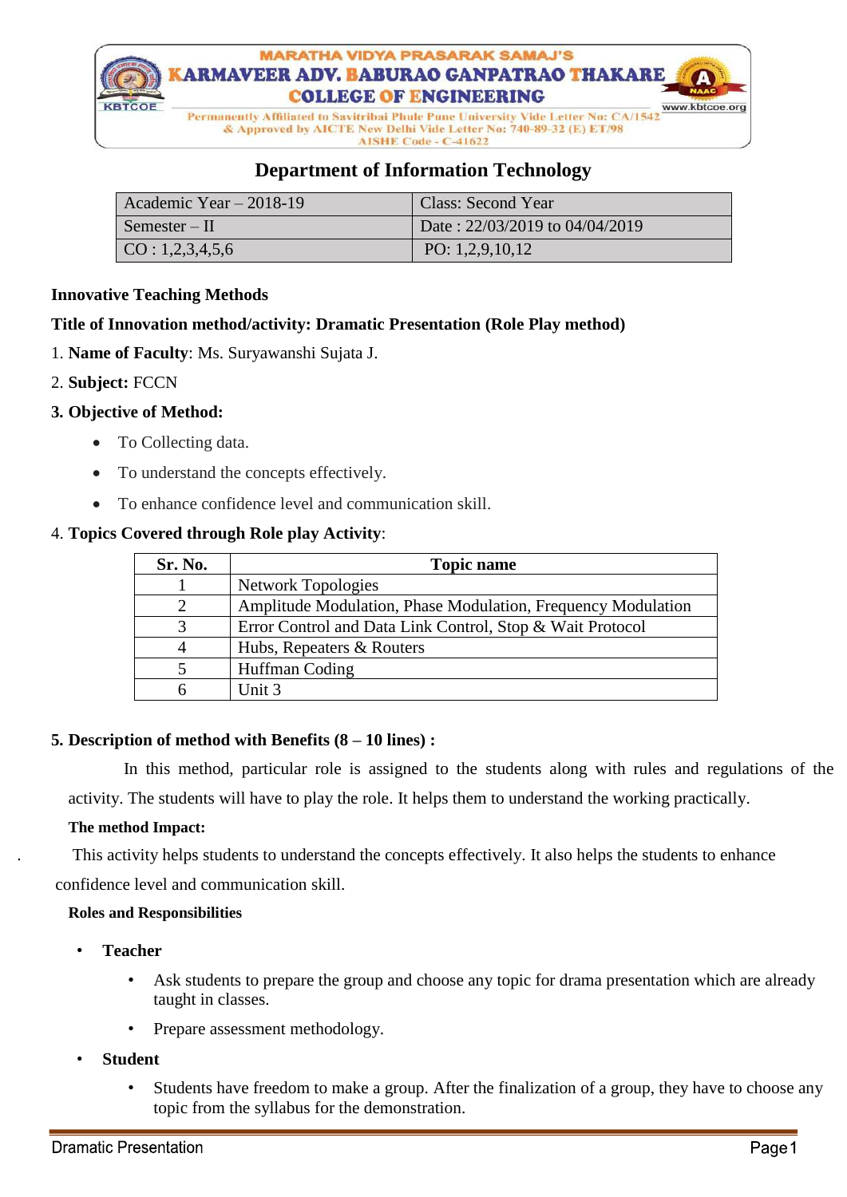MARATHA VIDYA PRASARAK SAMAJ'S

# KARMAVEER ADV. BABURAO GANPATRAO THAKARE COLLEGE OF ENGINEERING

Permanently Affiliated to Savitribai Phule Pune University Vide Letter No: CA/1542 & Approved by AICTE New Delhi Vide Letter No: 740-89-32 (E) ET/98

AISHE Code - C-41622

www.kbtcoe.org

## Department of Information Technology

| Academic Year – 2018-19 | Class: Second Year |
|---|---|
| Semester – II | Date : 22/03/2019 to 04/04/2019 |
| CO : 1,2,3,4,5,6 | PO: 1,2,9,10,12 |

**Innovative Teaching Methods**

**Title of Innovation method/activity: Dramatic Presentation (Role Play method)**

1. **Name of Faculty**: Ms. Suryawanshi Sujata J.
2. **Subject:** FCCN
3. **Objective of Method:**
   - To Collecting data.
   - To understand the concepts effectively.
   - To enhance confidence level and communication skill.
4. **Topics Covered through Role play Activity**:

| Sr. No. | Topic name |
|---|---|
| 1 | Network Topologies |
| 2 | Amplitude Modulation, Phase Modulation, Frequency Modulation |
| 3 | Error Control and Data Link Control, Stop & Wait Protocol |
| 4 | Hubs, Repeaters & Routers |
| 5 | Huffman Coding |
| 6 | Unit 3 |

**5. Description of method with Benefits (8 – 10 lines) :**

In this method, particular role is assigned to the students along with rules and regulations of the activity. The students will have to play the role. It helps them to understand the working practically.

**The method Impact:**

This activity helps students to understand the concepts effectively. It also helps the students to enhance confidence level and communication skill.

**Roles and Responsibilities**

- **Teacher**
  - Ask students to prepare the group and choose any topic for drama presentation which are already taught in classes.
  - Prepare assessment methodology.
- **Student**
  - Students have freedom to make a group. After the finalization of a group, they have to choose any topic from the syllabus for the demonstration.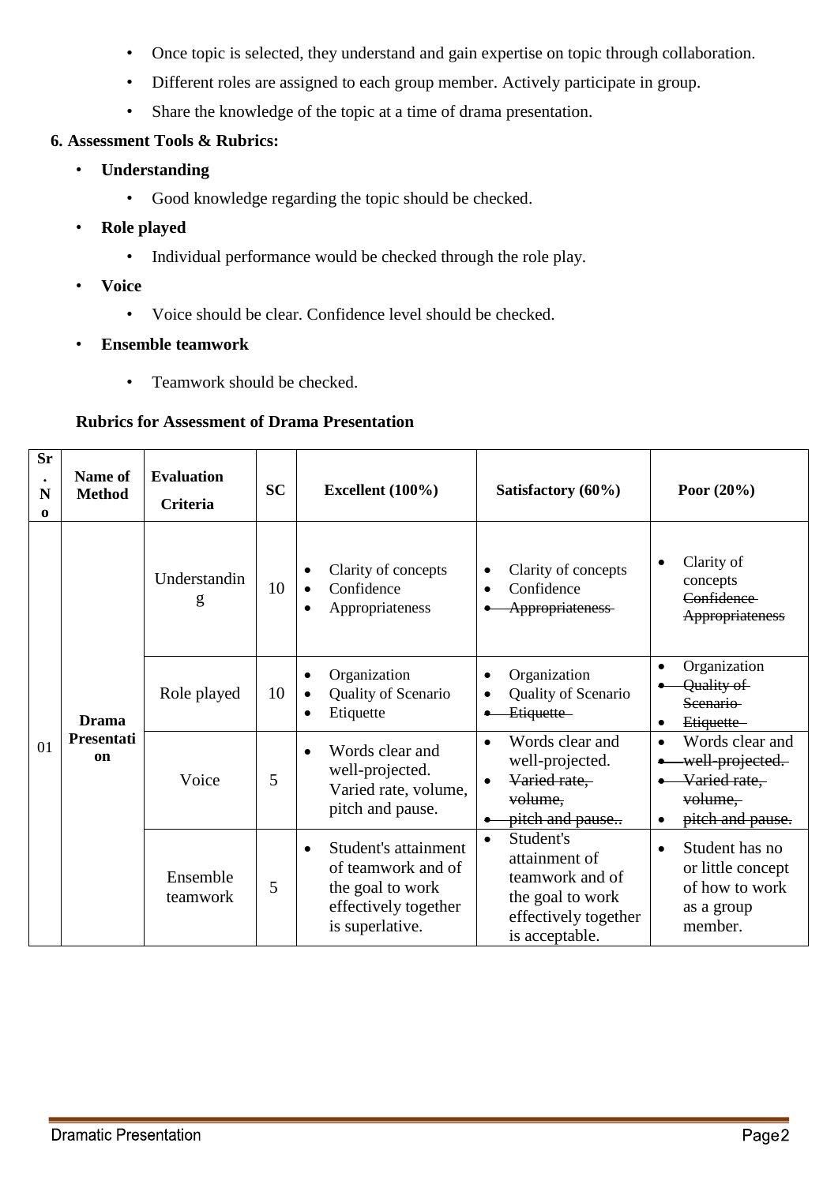- Once topic is selected, they understand and gain expertise on topic through collaboration.
- Different roles are assigned to each group member. Actively participate in group.
- Share the knowledge of the topic at a time of drama presentation.

**6. Assessment Tools & Rubrics:**

- **Understanding**
  - Good knowledge regarding the topic should be checked.
- **Role played**
  - Individual performance would be checked through the role play.
- **Voice**
  - Voice should be clear. Confidence level should be checked.
- **Ensemble teamwork**
  - Teamwork should be checked.

**Rubrics for Assessment of Drama Presentation**

| Sr. No | Name of Method | Evaluation Criteria | SC | Excellent (100%) | Satisfactory (60%) | Poor (20%) |
|---|---|---|---|---|---|---|
| 01 | **Drama Presentation** | Understanding | 10 | • Clarity of concepts<br>• Confidence<br>• Appropriateness | • Clarity of concepts<br>• Confidence<br>• ~~Appropriateness~~ | • Clarity of concepts<br>~~Confidence~~<br>~~Appropriateness~~ |
| | | Role played | 10 | • Organization<br>• Quality of Scenario<br>• Etiquette | • Organization<br>• Quality of Scenario<br>• ~~Etiquette~~ | • Organization<br>• ~~Quality of Scenario~~<br>• ~~Etiquette~~ |
| | | Voice | 5 | • Words clear and well-projected. Varied rate, volume, pitch and pause. | • Words clear and well-projected.<br>• ~~Varied rate, volume,~~<br>• ~~pitch and pause..~~ | • Words clear and<br>• ~~well-projected.~~<br>• ~~Varied rate, volume,~~<br>• ~~pitch and pause.~~ |
| | | Ensemble teamwork | 5 | • Student's attainment of teamwork and of the goal to work effectively together is superlative. | • Student's attainment of teamwork and of the goal to work effectively together is acceptable. | • Student has no or little concept of how to work as a group member. |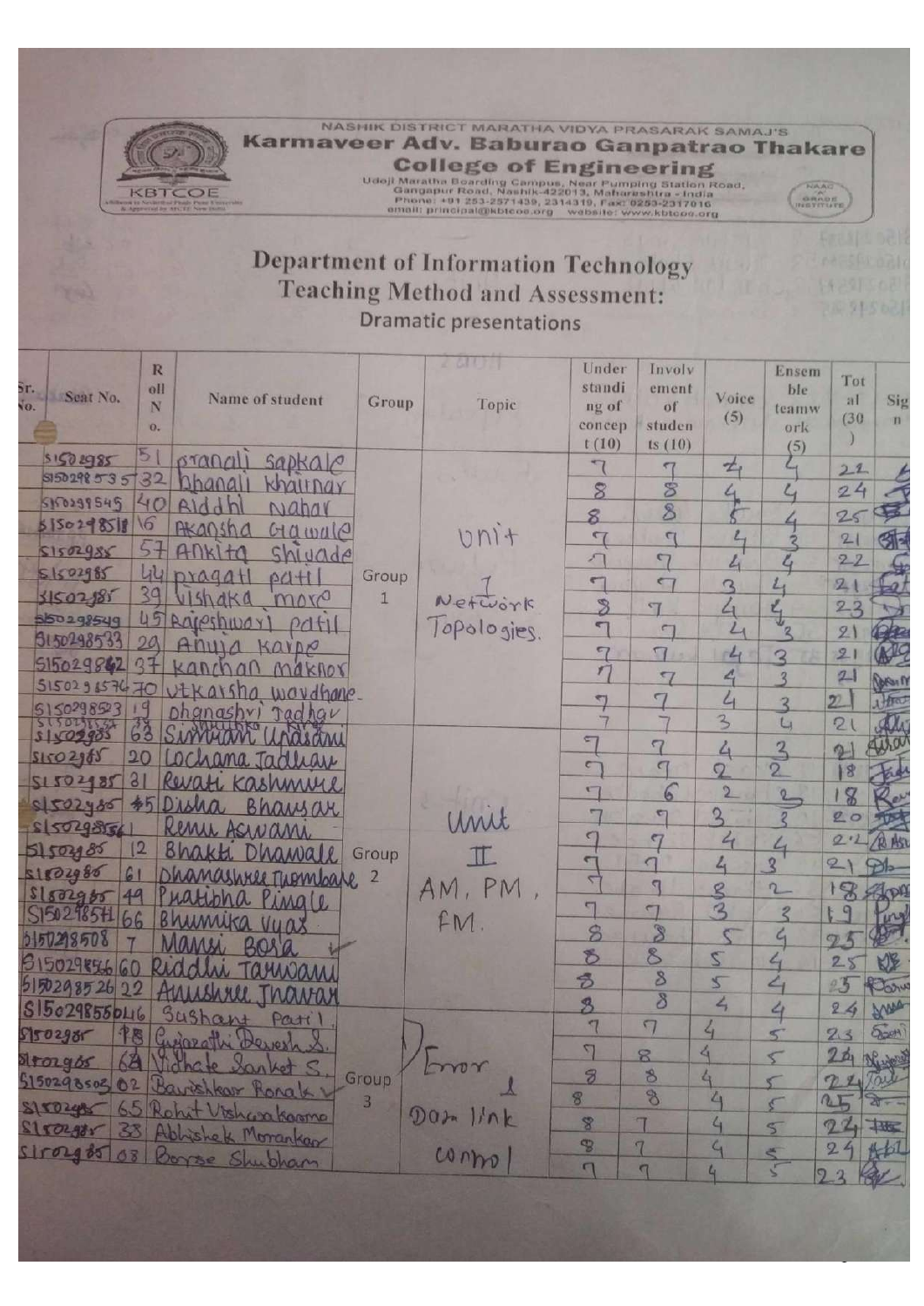NASHIK DISTRICT MARATHA VIDYA PRASARAK SAMAJ'S

# Karmaveer Adv. Baburao Ganpatrao Thakare College of Engineering

Udoji Maratha Boarding Campus, Near Pumping Station Road, Gangapur Road, Nashik-422013, Maharashtra - India
Phone: +91 253-2571439, 2314319, Fax: 0253-2317016
email: principal@kbtcoe.org website: www.kbtcoe.org

## Department of Information Technology

## Teaching Method and Assessment:

### Dramatic presentations

| Sr. No. | Seat No. | Roll No. | Name of student | Group | Topic | Understanding of concept (10) | Involvement of students (10) | Voice (5) | Ensemble teamwork (5) | Total (30) | Sign |
|---|---|---|---|---|---|---|---|---|---|---|---|
| | S1502985 | 51 | Pranali Sapkale | Group 1 | Unit I Network Topologies. | 7 | 7 | 4 | 4 | 22 | |
| | S150298535 | 32 | Dhanali Khairnar | | | 8 | 8 | 4 | 4 | 24 | |
| | S150298545 | 40 | Riddhi Nahar | | | 8 | 8 | 5 | 4 | 25 | |
| | S150298518 | 16 | Akansha Gawale | | | 7 | 7 | 4 | 3 | 21 | |
| | S1502985 | 57 | Ankita Shivade | | | 7 | 7 | 4 | 4 | 22 | |
| | S1502985 | 44 | Pragati Patil | | | 7 | 7 | 3 | 4 | 21 | |
| | S1502985 | 39 | Vishaka More | | | 8 | 7 | 4 | 4 | 23 | |
| | S150298549 | 45 | Rajeshwari Patil | | | 7 | 7 | 4 | 3 | 21 | |
| | S150298533 | 29 | Anuja Karpe | | | 7 | 7 | 4 | 3 | 21 | |
| | S150298542 | 37 | Kanchan Makhor | | | 7 | 7 | 4 | 3 | 21 | |
| | S150298576 | 70 | Utkarsha Wardhane | | | 7 | 7 | 4 | 3 | 21 | |
| | S150298523 | 19 | Dhanashri Jadhav | | | 7 | 7 | 3 | 4 | 21 | |
| | S1502985 | 68 | Simran Udasani | Group 2 | Unit II AM, PM, FM. | 7 | 7 | 4 | 3 | 21 | |
| | S1502985 | 20 | Lochana Jadhav | | | 7 | 7 | 2 | 2 | 18 | |
| | S1502985 | 31 | Revati Kashmire | | | 7 | 6 | 2 | 3 | 18 | |
| | S1502985 | 5 | Disha Bhavsar | | | 7 | 7 | 3 | 3 | 20 | |
| | S150298561 | | Renu Aswani | | | 7 | 7 | 4 | 4 | 22 | |
| | S1502985 | 12 | Bhakti Dhawale | | | 7 | 7 | 4 | 3 | 21 | |
| | S1502985 | 61 | Dhanashree Thombare | | | 7 | 7 | 3 | 2 | 18 | |
| | S1502985 | 49 | Pratibha Pingle | | | 7 | 7 | 3 | 3 | 19 | |
| | S150298541 | 66 | Bhumika Vyas | | | 8 | 8 | 5 | 4 | 25 | |
| | S150298508 | 7 | Mansi Bora | | | 8 | 8 | 5 | 4 | 25 | |
| | S150298566 | 60 | Riddhi Tanwani | | | 8 | 8 | 5 | 4 | 25 | |
| | S150298526 | 22 | Anushree Jhawar | | | 8 | 8 | 4 | 4 | 24 | |
| | S150298550 | 46 | Sushant Patil | Group 3 | Error & Data link control | 7 | 7 | 4 | 5 | 23 | |
| | S1502985 | 18 | Gujarathi Devesh S. | | | 7 | 8 | 4 | 5 | 24 | |
| | S1502985 | 68 | Vidhate Sanket S. | | | 8 | 8 | 4 | 5 | 24 | |
| | S150298503 | 02 | Bavishkar Ronak | | | 8 | 8 | 4 | 5 | 25 | |
| | S1502985 | 65 | Rohit Vishwakarma | | | 8 | 7 | 4 | 5 | 24 | |
| | S1502985 | 38 | Abhishek Morankar | | | 8 | 7 | 4 | 5 | 24 | |
| | S1502985 | 08 | Borse Shubham | | | 7 | 7 | 4 | 5 | 23 | |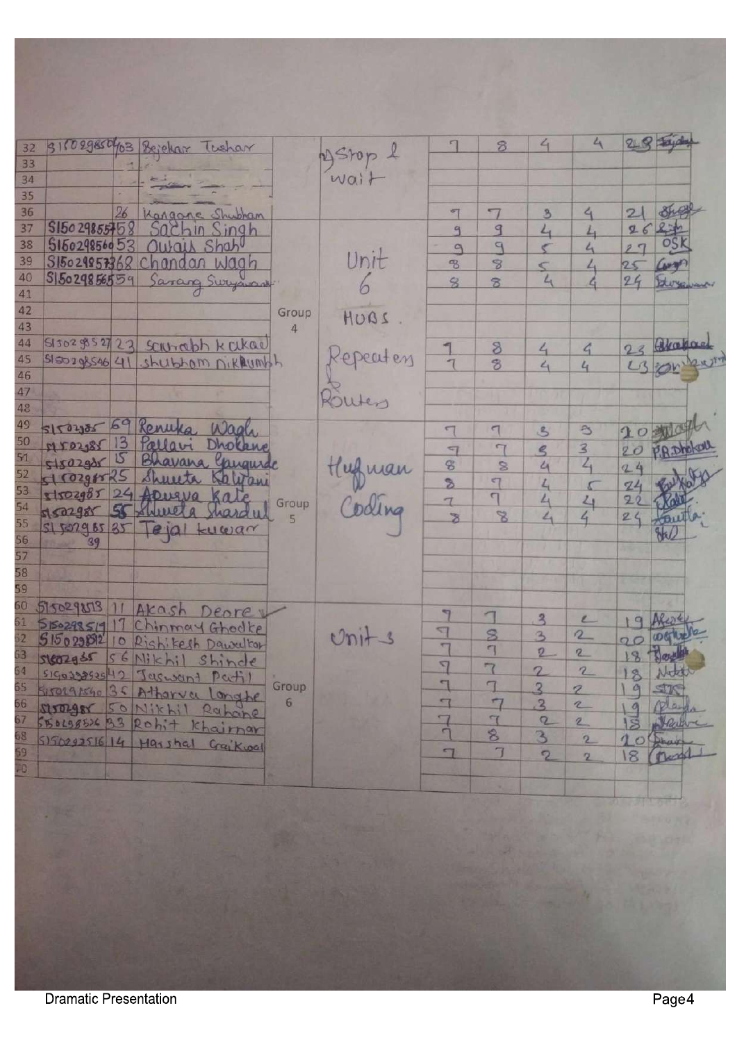| Sr. | Seat No. | Roll No. | Name | Group | Topic | | | | | Total | Sign |
|---|---|---|---|---|---|---|---|---|---|---|---|
| 32 | S150298504 | 03 | Bejekar Tushar | | 1) Stop & wait | 7 | 8 | 4 | 4 | 23 | |
| 33 | | | | | | | | | | | |
| 34 | | | | | | | | | | | |
| 35 | | | | | | | | | | | |
| 36 | | 26 | Kangane Shubham | | | 7 | 7 | 3 | 4 | 21 | |
| 37 | S150298557 | 58 | Sachin Singh | | Unit 6 | 9 | 9 | 4 | 4 | 26 | |
| 38 | S150298560 | 53 | Owais Shah | | | 9 | 9 | 5 | 4 | 27 | OSK |
| 39 | S150298573 | 68 | Chandan Wagh | | | 8 | 8 | 5 | 4 | 25 | |
| 40 | S150298565 | 59 | Sarang Suryawanshi | | | 8 | 8 | 4 | 4 | 24 | |
| 41 | | | | | | | | | | | |
| 42 | | | | Group 4 | HUBS. | | | | | | |
| 43 | | | | | | | | | | | |
| 44 | S150298527 | 23 | Saurabh Kakad | | Repeaters & Routes | 7 | 8 | 4 | 4 | 23 | |
| 45 | S150298546 | 41 | Shubham Nikumbh | | | 7 | 8 | 4 | 4 | 23 | |
| 46 | | | | | | | | | | | |
| 47 | | | | | | | | | | | |
| 48 | | | | | | | | | | | |
| 49 | S150298 | 69 | Renuka Wagh | | Huffman Coding | 7 | 7 | 3 | 3 | 20 | |
| 50 | S150298 | 13 | Pallavi Dhokane | | | 7 | 7 | 3 | 3 | 20 | P.A.Dhokane |
| 51 | S150298 | 15 | Bhavana Gangurde | | | 8 | 8 | 4 | 4 | 24 | |
| 52 | S150298 | 25 | Shweta Kalwani | | | 8 | 7 | 4 | 5 | 24 | |
| 53 | S150298 | 24 | Apurva Kate | Group 5 | | 7 | 7 | 4 | 4 | 22 | |
| 54 | S150298 | 55 | Shweta Shardul | | | 8 | 8 | 4 | 4 | 24 | |
| 55 | S150298 | 35 | Tejal Kuwar | | | | | | | | |
| 56 | | 39 | | | | | | | | | |
| 57 | | | | | | | | | | | |
| 58 | | | | | | | | | | | |
| 59 | | | | | | | | | | | |
| 60 | S150298513 | 11 | Akash Deore | | Unit 3 | 7 | 7 | 3 | 2 | 19 | |
| 61 | S150298519 | 17 | Chinmay Ghodke | | | 7 | 8 | 3 | 2 | 20 | |
| 62 | S150298512 | 10 | Rishikesh Dawalkar | | | 7 | 7 | 2 | 2 | 18 | |
| 63 | S150298 | 56 | Nikhil Shinde | | | 7 | 7 | 2 | 2 | 18 | |
| 64 | S150298525 | 42 | Jaswant Patil | Group 6 | | 7 | 7 | 3 | 2 | 19 | |
| 65 | S150298540 | 36 | Atharva Longhe | | | 7 | 7 | 3 | 2 | 19 | |
| 66 | S150298 | 50 | Nikhil Rahane | | | 7 | 7 | 2 | 2 | 18 | |
| 67 | S150298536 | 33 | Rohit Khairnar | | | 7 | 8 | 3 | 2 | 20 | |
| 68 | S150298516 | 14 | Harshal Gaikwad | | | 7 | 7 | 2 | 2 | 18 | |
| 69 | | | | | | | | | | | |
| 70 | | | | | | | | | | | |

Dramatic Presentation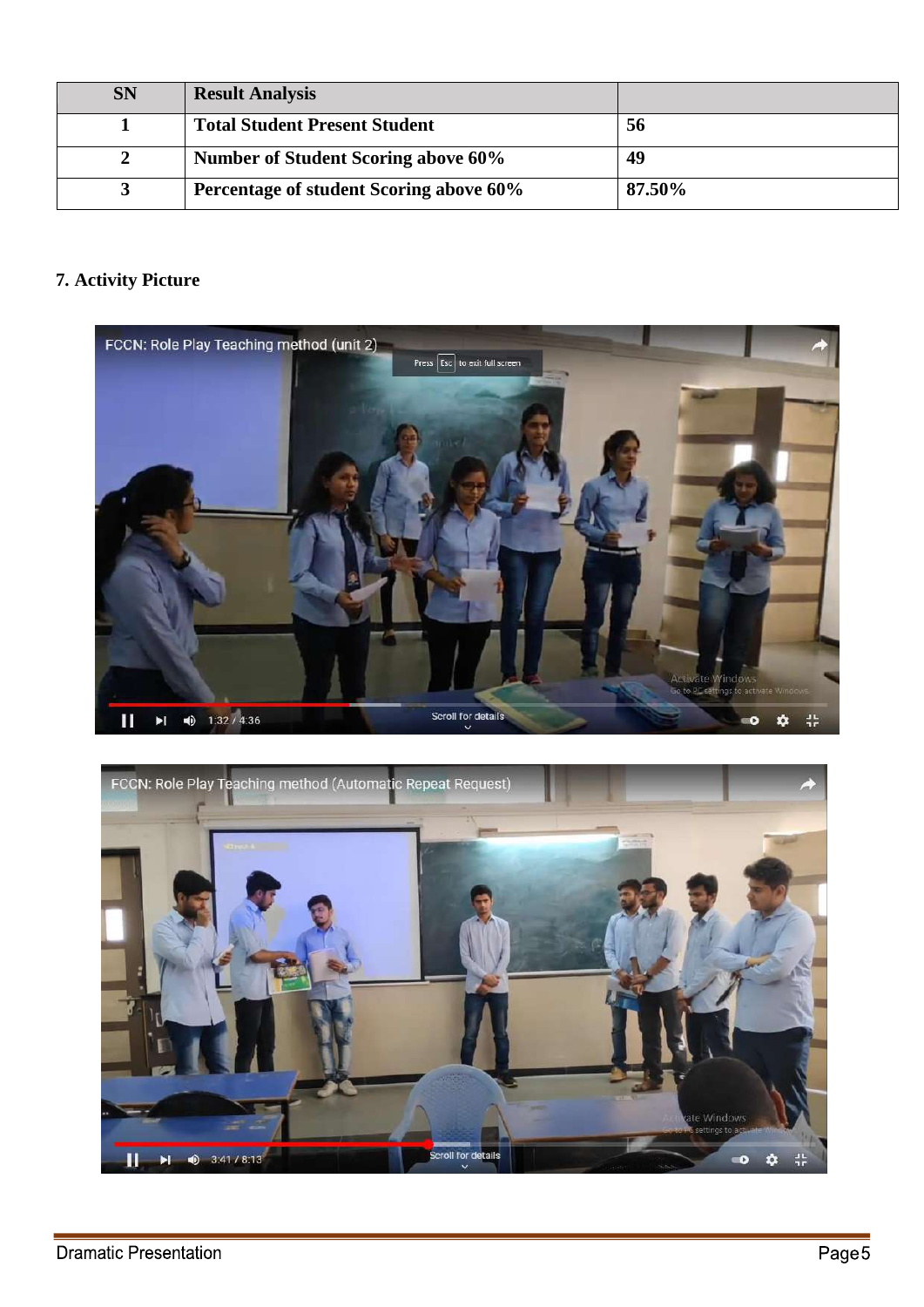| SN | Result Analysis | |
|---|---|---|
| 1 | Total Student Present Student | 56 |
| 2 | Number of Student Scoring above 60% | 49 |
| 3 | Percentage of student Scoring above 60% | 87.50% |

## 7. Activity Picture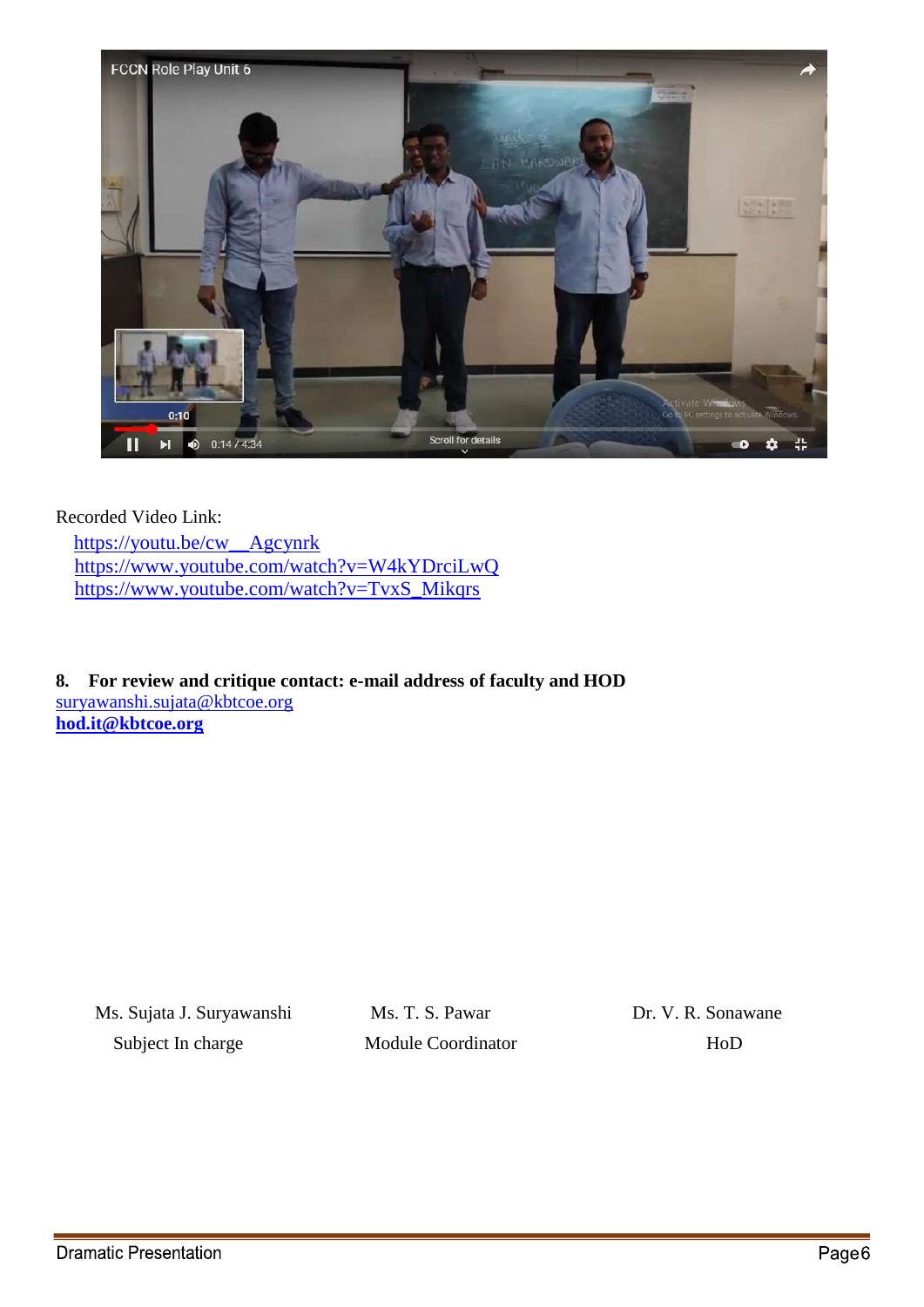Recorded Video Link:

https://youtu.be/cw__Agcynrk
https://www.youtube.com/watch?v=W4kYDrciLwQ
https://www.youtube.com/watch?v=TvxS_Mikqrs

**8. For review and critique contact: e-mail address of faculty and HOD**

suryawanshi.sujata@kbtcoe.org
**hod.it@kbtcoe.org**

| | | |
|---|---|---|
| Ms. Sujata J. Suryawanshi | Ms. T. S. Pawar | Dr. V. R. Sonawane |
| Subject In charge | Module Coordinator | HoD |